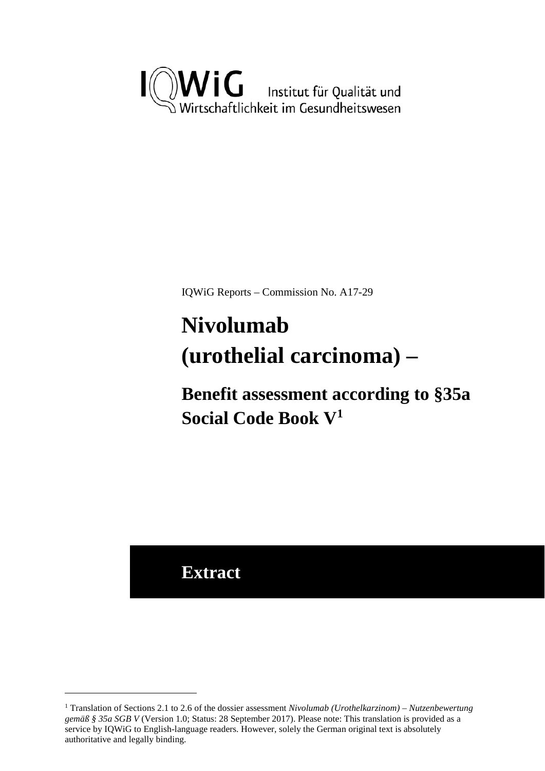IQWiG Institut für Qualität und Wirtschaftlichkeit im Gesundheitswesen

IQWiG Reports – Commission No. A17-29

# Nivolumab (urothelial carcinoma) –

## Benefit assessment according to §35a Social Code Book V[1]

## Extract

[1] Translation of Sections 2.1 to 2.6 of the dossier assessment *Nivolumab (Urothelkarzinom) – Nutzenbewertung gemäß § 35a SGB V* (Version 1.0; Status: 28 September 2017). Please note: This translation is provided as a service by IQWiG to English-language readers. However, solely the German original text is absolutely authoritative and legally binding.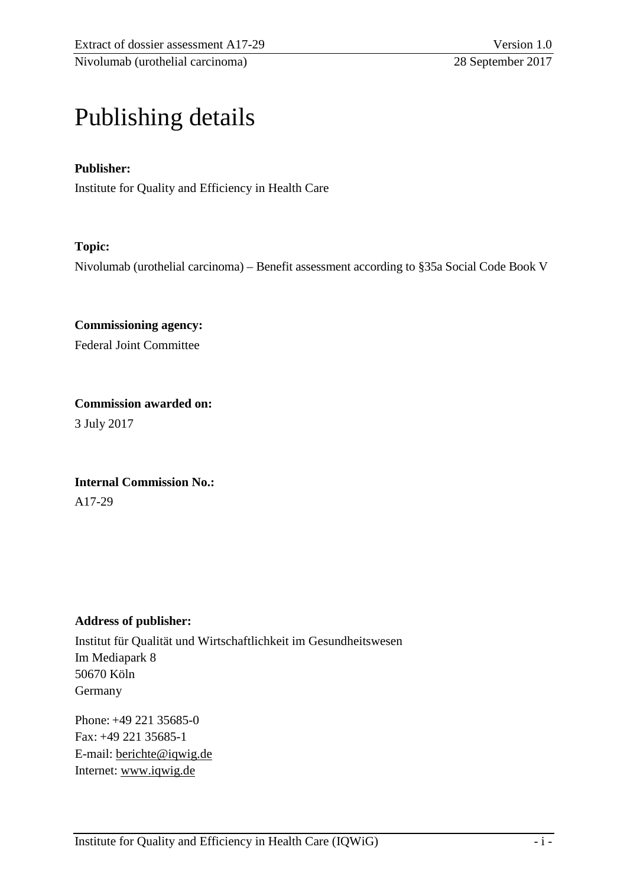# Publishing details

**Publisher:**

Institute for Quality and Efficiency in Health Care

**Topic:**

Nivolumab (urothelial carcinoma) – Benefit assessment according to §35a Social Code Book V

**Commissioning agency:**

Federal Joint Committee

**Commission awarded on:**

3 July 2017

**Internal Commission No.:**

A17-29

**Address of publisher:**

Institut für Qualität und Wirtschaftlichkeit im Gesundheitswesen
Im Mediapark 8
50670 Köln
Germany

Phone: +49 221 35685-0
Fax: +49 221 35685-1
E-mail: berichte@iqwig.de
Internet: www.iqwig.de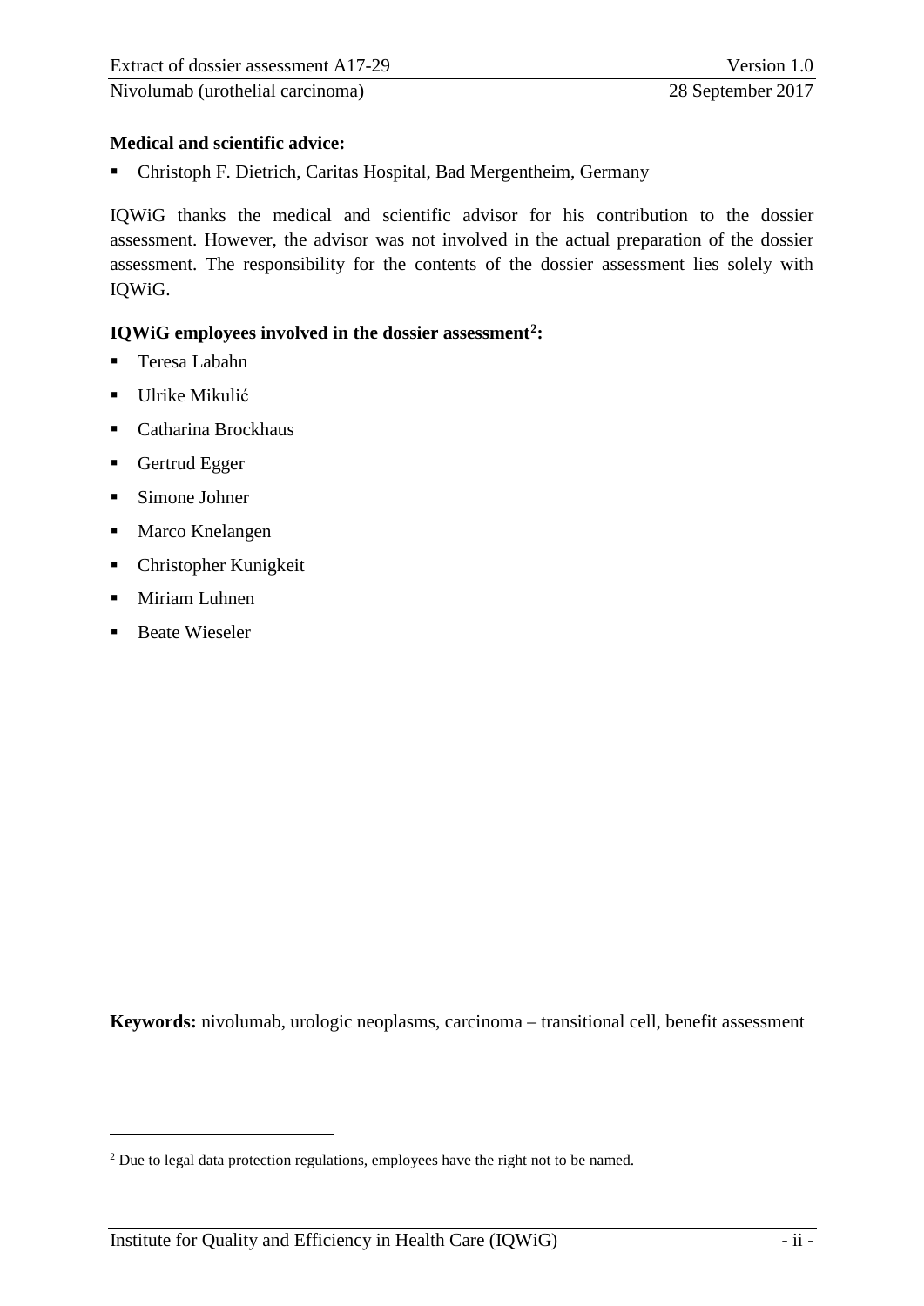**Medical and scientific advice:**

- Christoph F. Dietrich, Caritas Hospital, Bad Mergentheim, Germany

IQWiG thanks the medical and scientific advisor for his contribution to the dossier assessment. However, the advisor was not involved in the actual preparation of the dossier assessment. The responsibility for the contents of the dossier assessment lies solely with IQWiG.

**IQWiG employees involved in the dossier assessment[2]:**

- Teresa Labahn
- Ulrike Mikulić
- Catharina Brockhaus
- Gertrud Egger
- Simone Johner
- Marco Knelangen
- Christopher Kunigkeit
- Miriam Luhnen
- Beate Wieseler

**Keywords:** nivolumab, urologic neoplasms, carcinoma – transitional cell, benefit assessment

[2] Due to legal data protection regulations, employees have the right not to be named.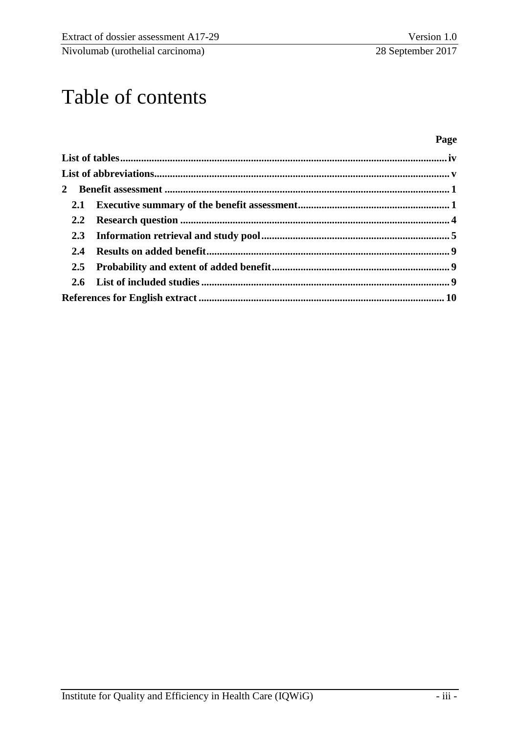# Table of contents

**Page**

**List of tables** ... **iv**

**List of abbreviations** ... **v**

**2 Benefit assessment** ... **1**

- **2.1 Executive summary of the benefit assessment** ... **1**
- **2.2 Research question** ... **4**
- **2.3 Information retrieval and study pool** ... **5**
- **2.4 Results on added benefit** ... **9**
- **2.5 Probability and extent of added benefit** ... **9**
- **2.6 List of included studies** ... **9**

**References for English extract** ... **10**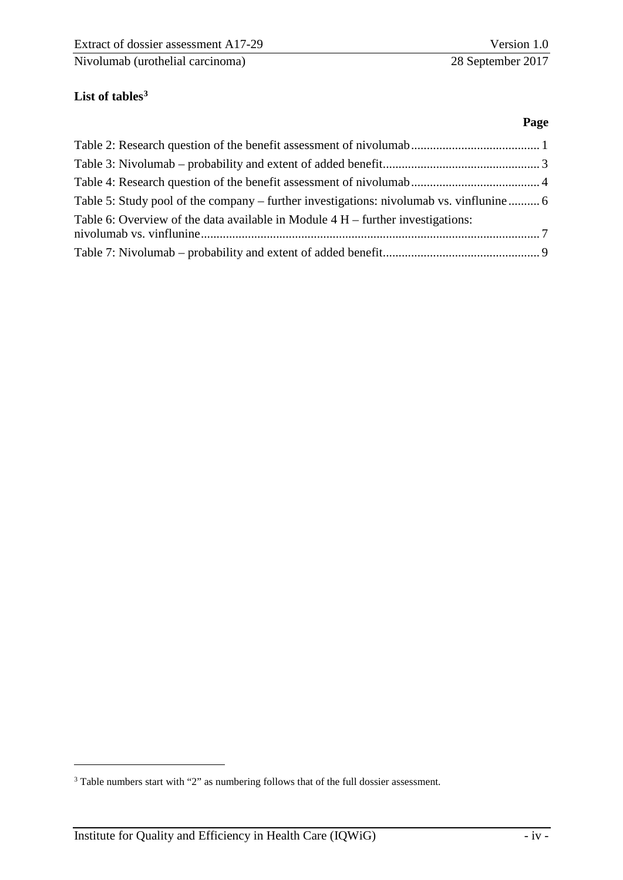**List of tables[3]**

**Page**

Table 2: Research question of the benefit assessment of nivolumab ......................................... 1

Table 3: Nivolumab – probability and extent of added benefit................................................. 3

Table 4: Research question of the benefit assessment of nivolumab ......................................... 4

Table 5: Study pool of the company – further investigations: nivolumab vs. vinflunine .......... 6

Table 6: Overview of the data available in Module 4 H – further investigations: nivolumab vs. vinflunine........................................................................................................... 7

Table 7: Nivolumab – probability and extent of added benefit................................................. 9

---

[3] Table numbers start with "2" as numbering follows that of the full dossier assessment.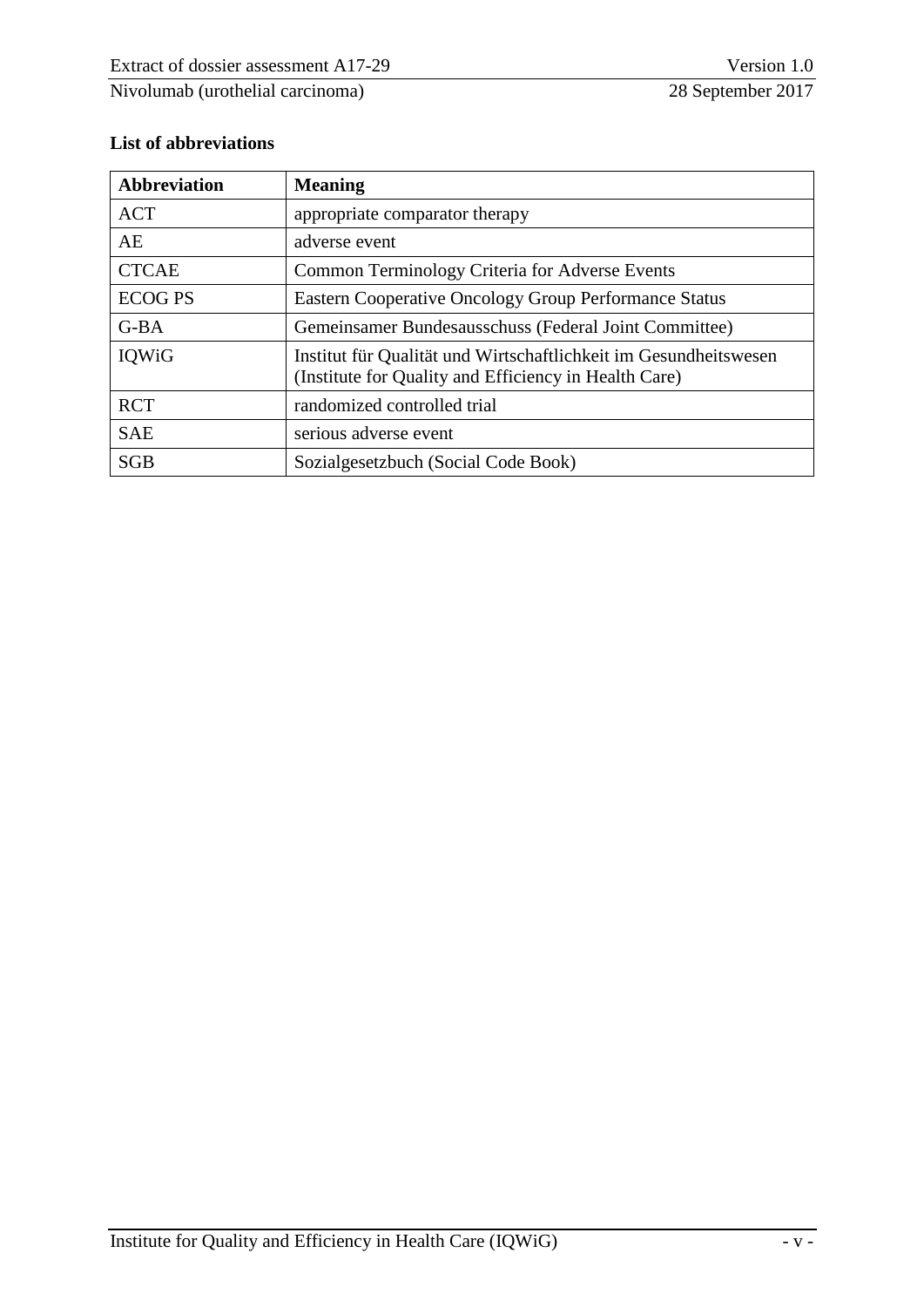## List of abbreviations

| Abbreviation | Meaning |
|---|---|
| ACT | appropriate comparator therapy |
| AE | adverse event |
| CTCAE | Common Terminology Criteria for Adverse Events |
| ECOG PS | Eastern Cooperative Oncology Group Performance Status |
| G-BA | Gemeinsamer Bundesausschuss (Federal Joint Committee) |
| IQWiG | Institut für Qualität und Wirtschaftlichkeit im Gesundheitswesen (Institute for Quality and Efficiency in Health Care) |
| RCT | randomized controlled trial |
| SAE | serious adverse event |
| SGB | Sozialgesetzbuch (Social Code Book) |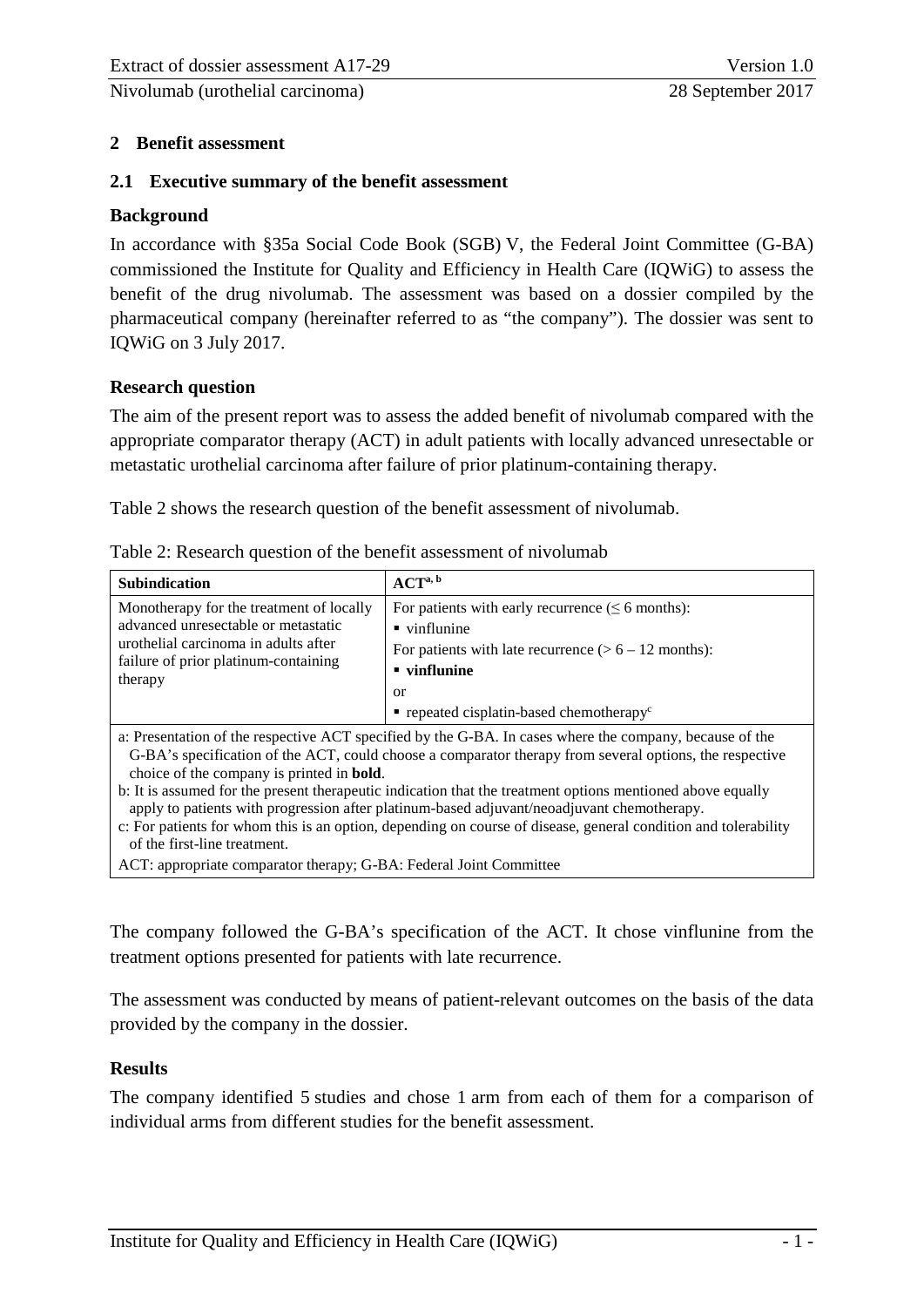## 2 Benefit assessment

### 2.1 Executive summary of the benefit assessment

#### Background

In accordance with §35a Social Code Book (SGB) V, the Federal Joint Committee (G-BA) commissioned the Institute for Quality and Efficiency in Health Care (IQWiG) to assess the benefit of the drug nivolumab. The assessment was based on a dossier compiled by the pharmaceutical company (hereinafter referred to as "the company"). The dossier was sent to IQWiG on 3 July 2017.

#### Research question

The aim of the present report was to assess the added benefit of nivolumab compared with the appropriate comparator therapy (ACT) in adult patients with locally advanced unresectable or metastatic urothelial carcinoma after failure of prior platinum-containing therapy.

Table 2 shows the research question of the benefit assessment of nivolumab.

Table 2: Research question of the benefit assessment of nivolumab

| Subindication | ACT[a, b] |
|---|---|
| Monotherapy for the treatment of locally advanced unresectable or metastatic urothelial carcinoma in adults after failure of prior platinum-containing therapy | For patients with early recurrence (≤ 6 months):<br>▪ vinflunine<br>For patients with late recurrence (> 6 – 12 months):<br>▪ **vinflunine**<br>or<br>▪ repeated cisplatin-based chemotherapy[c] |

a: Presentation of the respective ACT specified by the G-BA. In cases where the company, because of the G-BA's specification of the ACT, could choose a comparator therapy from several options, the respective choice of the company is printed in **bold**.
b: It is assumed for the present therapeutic indication that the treatment options mentioned above equally apply to patients with progression after platinum-based adjuvant/neoadjuvant chemotherapy.
c: For patients for whom this is an option, depending on course of disease, general condition and tolerability of the first-line treatment.
ACT: appropriate comparator therapy; G-BA: Federal Joint Committee

The company followed the G-BA's specification of the ACT. It chose vinflunine from the treatment options presented for patients with late recurrence.

The assessment was conducted by means of patient-relevant outcomes on the basis of the data provided by the company in the dossier.

#### Results

The company identified 5 studies and chose 1 arm from each of them for a comparison of individual arms from different studies for the benefit assessment.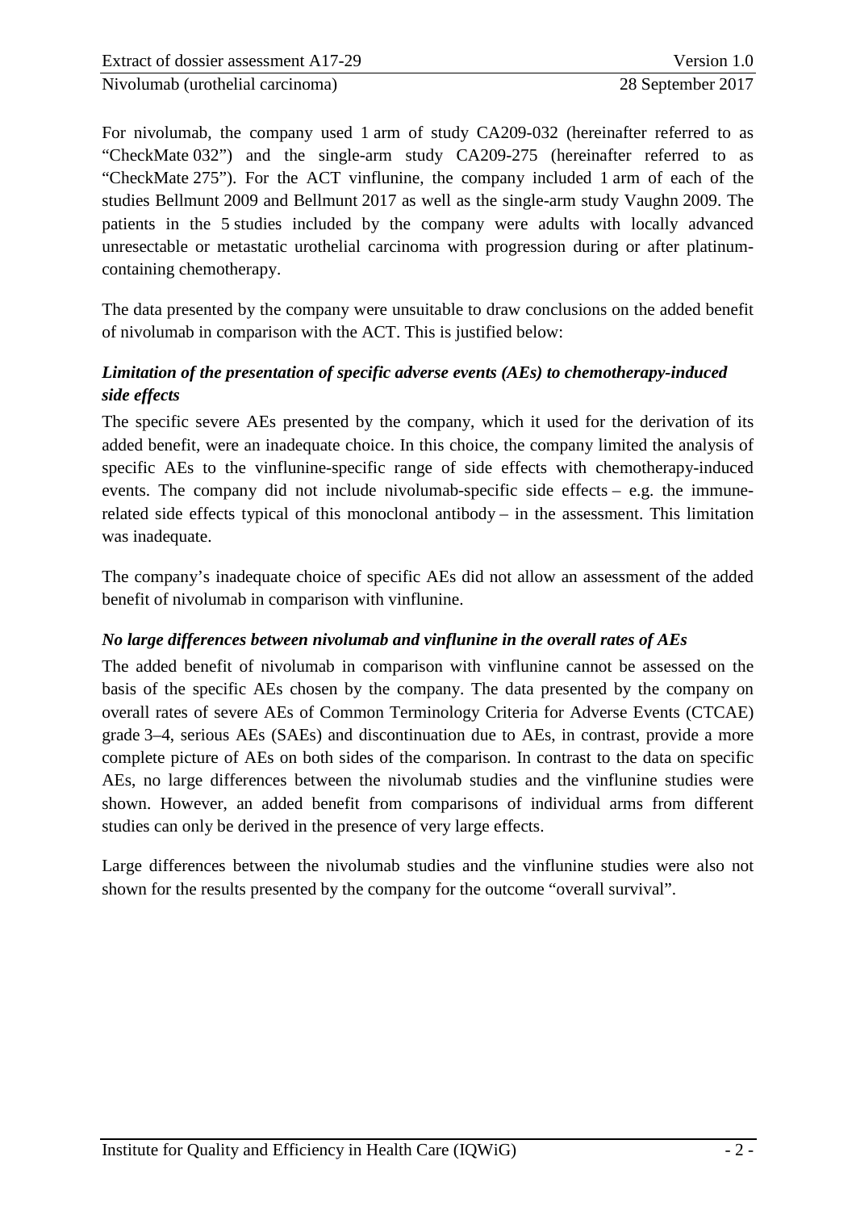For nivolumab, the company used 1 arm of study CA209-032 (hereinafter referred to as "CheckMate 032") and the single-arm study CA209-275 (hereinafter referred to as "CheckMate 275"). For the ACT vinflunine, the company included 1 arm of each of the studies Bellmunt 2009 and Bellmunt 2017 as well as the single-arm study Vaughn 2009. The patients in the 5 studies included by the company were adults with locally advanced unresectable or metastatic urothelial carcinoma with progression during or after platinum-containing chemotherapy.

The data presented by the company were unsuitable to draw conclusions on the added benefit of nivolumab in comparison with the ACT. This is justified below:

***Limitation of the presentation of specific adverse events (AEs) to chemotherapy-induced side effects***

The specific severe AEs presented by the company, which it used for the derivation of its added benefit, were an inadequate choice. In this choice, the company limited the analysis of specific AEs to the vinflunine-specific range of side effects with chemotherapy-induced events. The company did not include nivolumab-specific side effects – e.g. the immune-related side effects typical of this monoclonal antibody – in the assessment. This limitation was inadequate.

The company's inadequate choice of specific AEs did not allow an assessment of the added benefit of nivolumab in comparison with vinflunine.

***No large differences between nivolumab and vinflunine in the overall rates of AEs***

The added benefit of nivolumab in comparison with vinflunine cannot be assessed on the basis of the specific AEs chosen by the company. The data presented by the company on overall rates of severe AEs of Common Terminology Criteria for Adverse Events (CTCAE) grade 3–4, serious AEs (SAEs) and discontinuation due to AEs, in contrast, provide a more complete picture of AEs on both sides of the comparison. In contrast to the data on specific AEs, no large differences between the nivolumab studies and the vinflunine studies were shown. However, an added benefit from comparisons of individual arms from different studies can only be derived in the presence of very large effects.

Large differences between the nivolumab studies and the vinflunine studies were also not shown for the results presented by the company for the outcome "overall survival".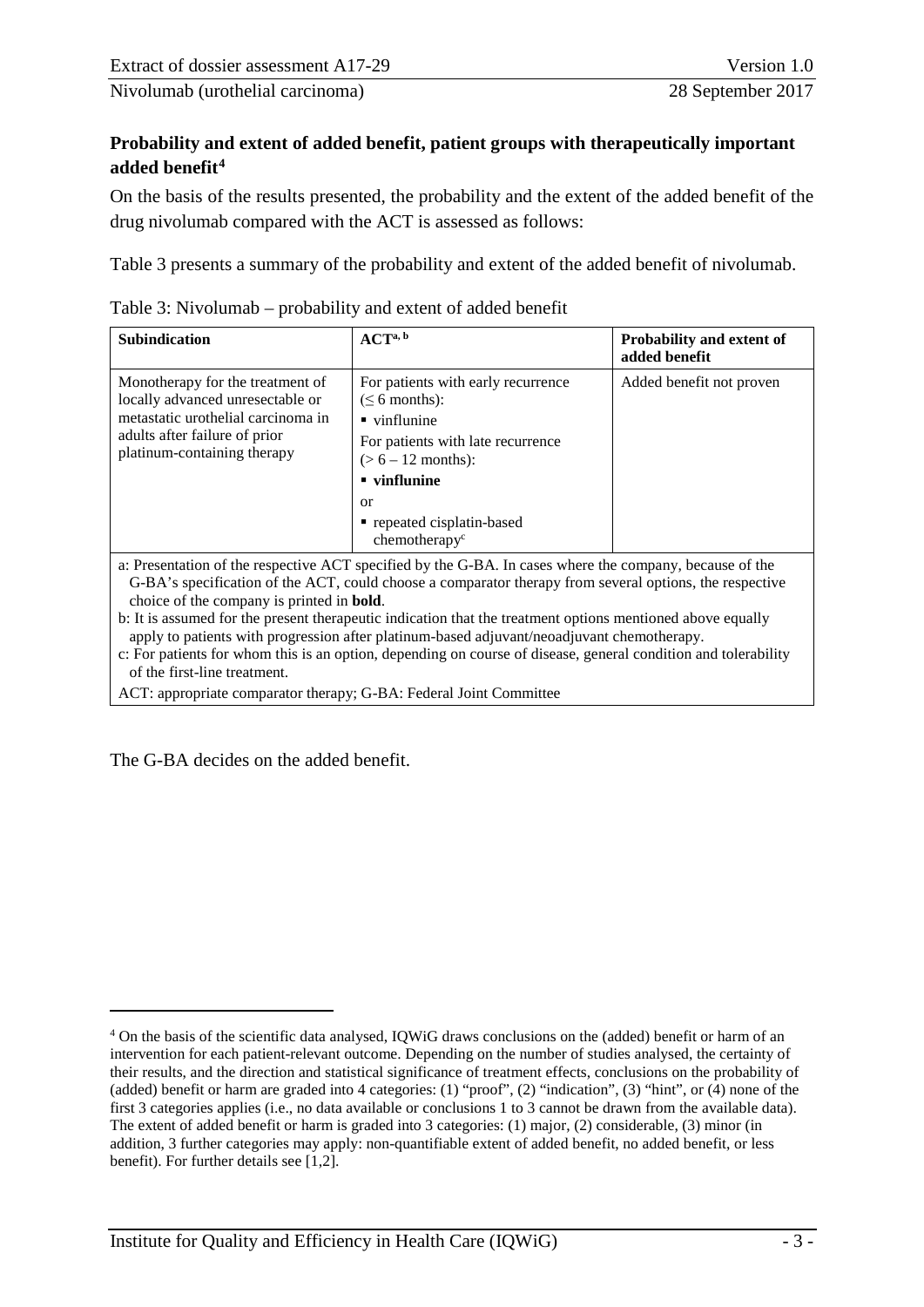### Probability and extent of added benefit, patient groups with therapeutically important added benefit[4]

On the basis of the results presented, the probability and the extent of the added benefit of the drug nivolumab compared with the ACT is assessed as follows:

Table 3 presents a summary of the probability and extent of the added benefit of nivolumab.

Table 3: Nivolumab – probability and extent of added benefit

| Subindication | ACT[a, b] | Probability and extent of added benefit |
|---|---|---|
| Monotherapy for the treatment of locally advanced unresectable or metastatic urothelial carcinoma in adults after failure of prior platinum-containing therapy | For patients with early recurrence (≤ 6 months):<br>▪ vinflunine<br>For patients with late recurrence (> 6 – 12 months):<br>▪ **vinflunine**<br>or<br>▪ repeated cisplatin-based chemotherapy[c] | Added benefit not proven |

a: Presentation of the respective ACT specified by the G-BA. In cases where the company, because of the G-BA's specification of the ACT, could choose a comparator therapy from several options, the respective choice of the company is printed in **bold**.
b: It is assumed for the present therapeutic indication that the treatment options mentioned above equally apply to patients with progression after platinum-based adjuvant/neoadjuvant chemotherapy.
c: For patients for whom this is an option, depending on course of disease, general condition and tolerability of the first-line treatment.
ACT: appropriate comparator therapy; G-BA: Federal Joint Committee

The G-BA decides on the added benefit.

[4] On the basis of the scientific data analysed, IQWiG draws conclusions on the (added) benefit or harm of an intervention for each patient-relevant outcome. Depending on the number of studies analysed, the certainty of their results, and the direction and statistical significance of treatment effects, conclusions on the probability of (added) benefit or harm are graded into 4 categories: (1) "proof", (2) "indication", (3) "hint", or (4) none of the first 3 categories applies (i.e., no data available or conclusions 1 to 3 cannot be drawn from the available data). The extent of added benefit or harm is graded into 3 categories: (1) major, (2) considerable, (3) minor (in addition, 3 further categories may apply: non-quantifiable extent of added benefit, no added benefit, or less benefit). For further details see [1,2].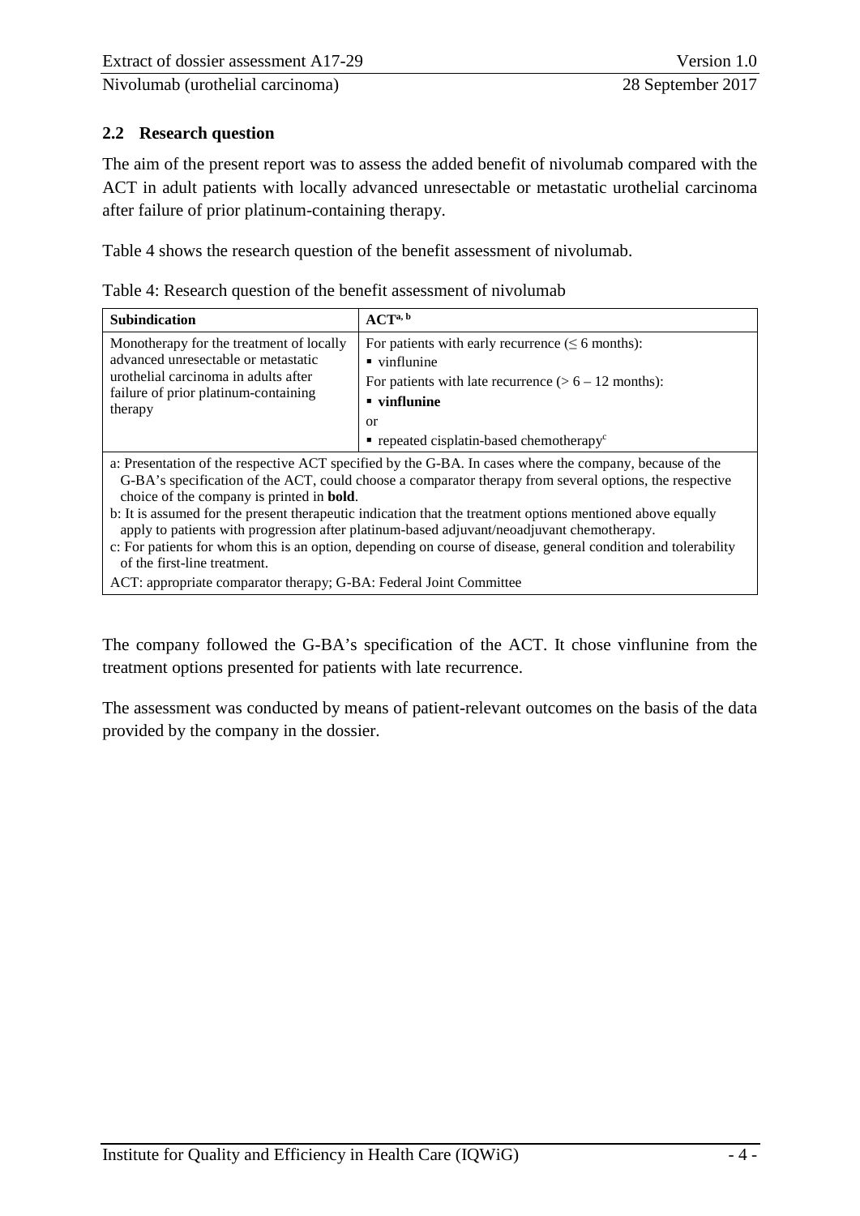## 2.2 Research question

The aim of the present report was to assess the added benefit of nivolumab compared with the ACT in adult patients with locally advanced unresectable or metastatic urothelial carcinoma after failure of prior platinum-containing therapy.

Table 4 shows the research question of the benefit assessment of nivolumab.

Table 4: Research question of the benefit assessment of nivolumab

| Subindication | ACT[a, b] |
|---|---|
| Monotherapy for the treatment of locally advanced unresectable or metastatic urothelial carcinoma in adults after failure of prior platinum-containing therapy | For patients with early recurrence (≤ 6 months):<br>▪ vinflunine<br>For patients with late recurrence (> 6 – 12 months):<br>▪ **vinflunine**<br>or<br>▪ repeated cisplatin-based chemotherapy[c] |

a: Presentation of the respective ACT specified by the G-BA. In cases where the company, because of the G-BA's specification of the ACT, could choose a comparator therapy from several options, the respective choice of the company is printed in **bold**.
b: It is assumed for the present therapeutic indication that the treatment options mentioned above equally apply to patients with progression after platinum-based adjuvant/neoadjuvant chemotherapy.
c: For patients for whom this is an option, depending on course of disease, general condition and tolerability of the first-line treatment.
ACT: appropriate comparator therapy; G-BA: Federal Joint Committee

The company followed the G-BA's specification of the ACT. It chose vinflunine from the treatment options presented for patients with late recurrence.

The assessment was conducted by means of patient-relevant outcomes on the basis of the data provided by the company in the dossier.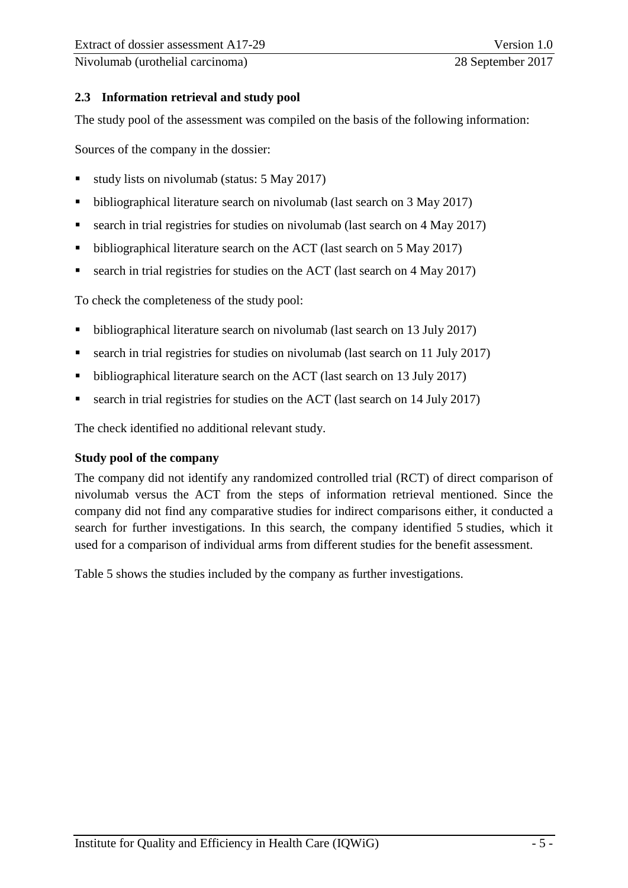## 2.3 Information retrieval and study pool

The study pool of the assessment was compiled on the basis of the following information:

Sources of the company in the dossier:

- study lists on nivolumab (status: 5 May 2017)
- bibliographical literature search on nivolumab (last search on 3 May 2017)
- search in trial registries for studies on nivolumab (last search on 4 May 2017)
- bibliographical literature search on the ACT (last search on 5 May 2017)
- search in trial registries for studies on the ACT (last search on 4 May 2017)

To check the completeness of the study pool:

- bibliographical literature search on nivolumab (last search on 13 July 2017)
- search in trial registries for studies on nivolumab (last search on 11 July 2017)
- bibliographical literature search on the ACT (last search on 13 July 2017)
- search in trial registries for studies on the ACT (last search on 14 July 2017)

The check identified no additional relevant study.

**Study pool of the company**

The company did not identify any randomized controlled trial (RCT) of direct comparison of nivolumab versus the ACT from the steps of information retrieval mentioned. Since the company did not find any comparative studies for indirect comparisons either, it conducted a search for further investigations. In this search, the company identified 5 studies, which it used for a comparison of individual arms from different studies for the benefit assessment.

Table 5 shows the studies included by the company as further investigations.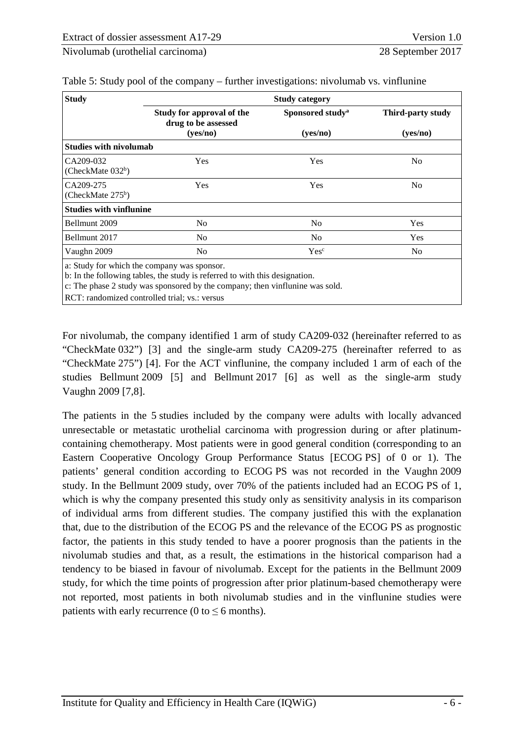Table 5: Study pool of the company – further investigations: nivolumab vs. vinflunine

| Study | Study category | | |
|---|---|---|---|
| | Study for approval of the drug to be assessed (yes/no) | Sponsored study[a] (yes/no) | Third-party study (yes/no) |
| **Studies with nivolumab** | | | |
| CA209-032 (CheckMate 032[b]) | Yes | Yes | No |
| CA209-275 (CheckMate 275[b]) | Yes | Yes | No |
| **Studies with vinflunine** | | | |
| Bellmunt 2009 | No | No | Yes |
| Bellmunt 2017 | No | No | Yes |
| Vaughn 2009 | No | Yes[c] | No |

a: Study for which the company was sponsor.
b: In the following tables, the study is referred to with this designation.
c: The phase 2 study was sponsored by the company; then vinflunine was sold.
RCT: randomized controlled trial; vs.: versus

For nivolumab, the company identified 1 arm of study CA209-032 (hereinafter referred to as "CheckMate 032") [3] and the single-arm study CA209-275 (hereinafter referred to as "CheckMate 275") [4]. For the ACT vinflunine, the company included 1 arm of each of the studies Bellmunt 2009 [5] and Bellmunt 2017 [6] as well as the single-arm study Vaughn 2009 [7,8].

The patients in the 5 studies included by the company were adults with locally advanced unresectable or metastatic urothelial carcinoma with progression during or after platinum-containing chemotherapy. Most patients were in good general condition (corresponding to an Eastern Cooperative Oncology Group Performance Status [ECOG PS] of 0 or 1). The patients' general condition according to ECOG PS was not recorded in the Vaughn 2009 study. In the Bellmunt 2009 study, over 70% of the patients included had an ECOG PS of 1, which is why the company presented this study only as sensitivity analysis in its comparison of individual arms from different studies. The company justified this with the explanation that, due to the distribution of the ECOG PS and the relevance of the ECOG PS as prognostic factor, the patients in this study tended to have a poorer prognosis than the patients in the nivolumab studies and that, as a result, the estimations in the historical comparison had a tendency to be biased in favour of nivolumab. Except for the patients in the Bellmunt 2009 study, for which the time points of progression after prior platinum-based chemotherapy were not reported, most patients in both nivolumab studies and in the vinflunine studies were patients with early recurrence (0 to $\leq$ 6 months).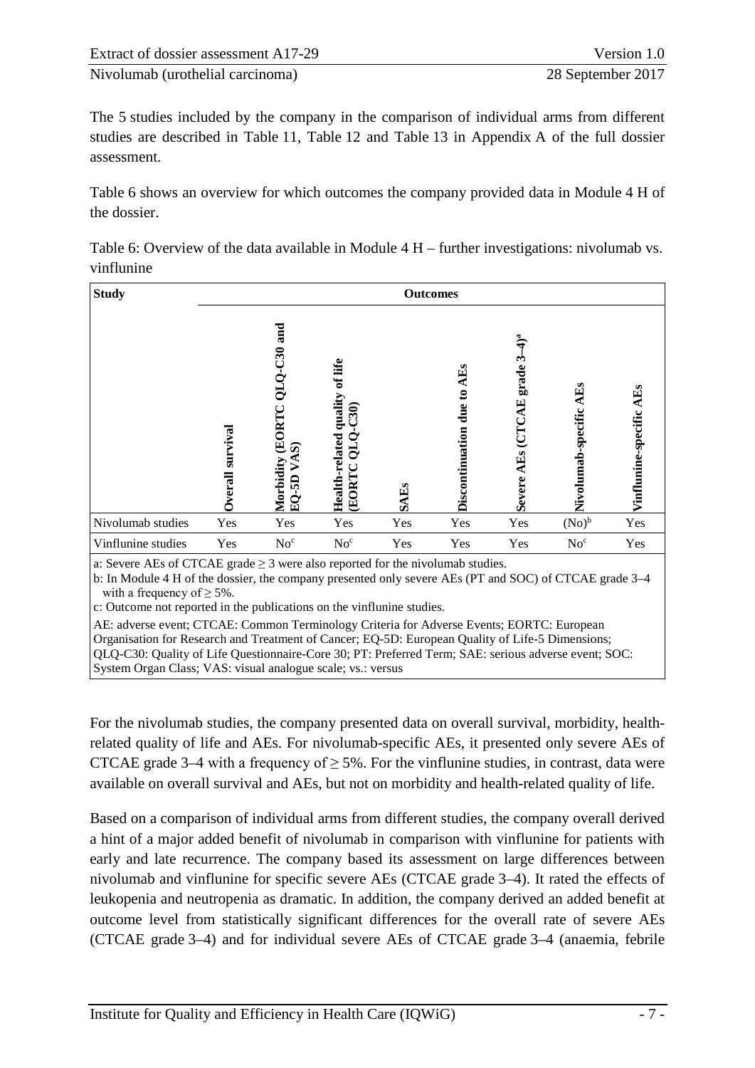The 5 studies included by the company in the comparison of individual arms from different studies are described in Table 11, Table 12 and Table 13 in Appendix A of the full dossier assessment.

Table 6 shows an overview for which outcomes the company provided data in Module 4 H of the dossier.

Table 6: Overview of the data available in Module 4 H – further investigations: nivolumab vs. vinflunine

| Study | Outcomes | | | | | | | |
|---|---|---|---|---|---|---|---|---|
| | Overall survival | Morbidity (EORTC QLQ-C30 and EQ-5D VAS) | Health-related quality of life (EORTC QLQ-C30) | SAEs | Discontinuation due to AEs | Severe AEs (CTCAE grade 3–4)[a] | Nivolumab-specific AEs | Vinflunine-specific AEs |
| Nivolumab studies | Yes | Yes | Yes | Yes | Yes | Yes | (No)[b] | Yes |
| Vinflunine studies | Yes | No[c] | No[c] | Yes | Yes | Yes | No[c] | Yes |

a: Severe AEs of CTCAE grade ≥ 3 were also reported for the nivolumab studies.
b: In Module 4 H of the dossier, the company presented only severe AEs (PT and SOC) of CTCAE grade 3–4 with a frequency of ≥ 5%.
c: Outcome not reported in the publications on the vinflunine studies.
AE: adverse event; CTCAE: Common Terminology Criteria for Adverse Events; EORTC: European Organisation for Research and Treatment of Cancer; EQ-5D: European Quality of Life-5 Dimensions; QLQ-C30: Quality of Life Questionnaire-Core 30; PT: Preferred Term; SAE: serious adverse event; SOC: System Organ Class; VAS: visual analogue scale; vs.: versus

For the nivolumab studies, the company presented data on overall survival, morbidity, health-related quality of life and AEs. For nivolumab-specific AEs, it presented only severe AEs of CTCAE grade 3–4 with a frequency of ≥ 5%. For the vinflunine studies, in contrast, data were available on overall survival and AEs, but not on morbidity and health-related quality of life.

Based on a comparison of individual arms from different studies, the company overall derived a hint of a major added benefit of nivolumab in comparison with vinflunine for patients with early and late recurrence. The company based its assessment on large differences between nivolumab and vinflunine for specific severe AEs (CTCAE grade 3–4). It rated the effects of leukopenia and neutropenia as dramatic. In addition, the company derived an added benefit at outcome level from statistically significant differences for the overall rate of severe AEs (CTCAE grade 3–4) and for individual severe AEs of CTCAE grade 3–4 (anaemia, febrile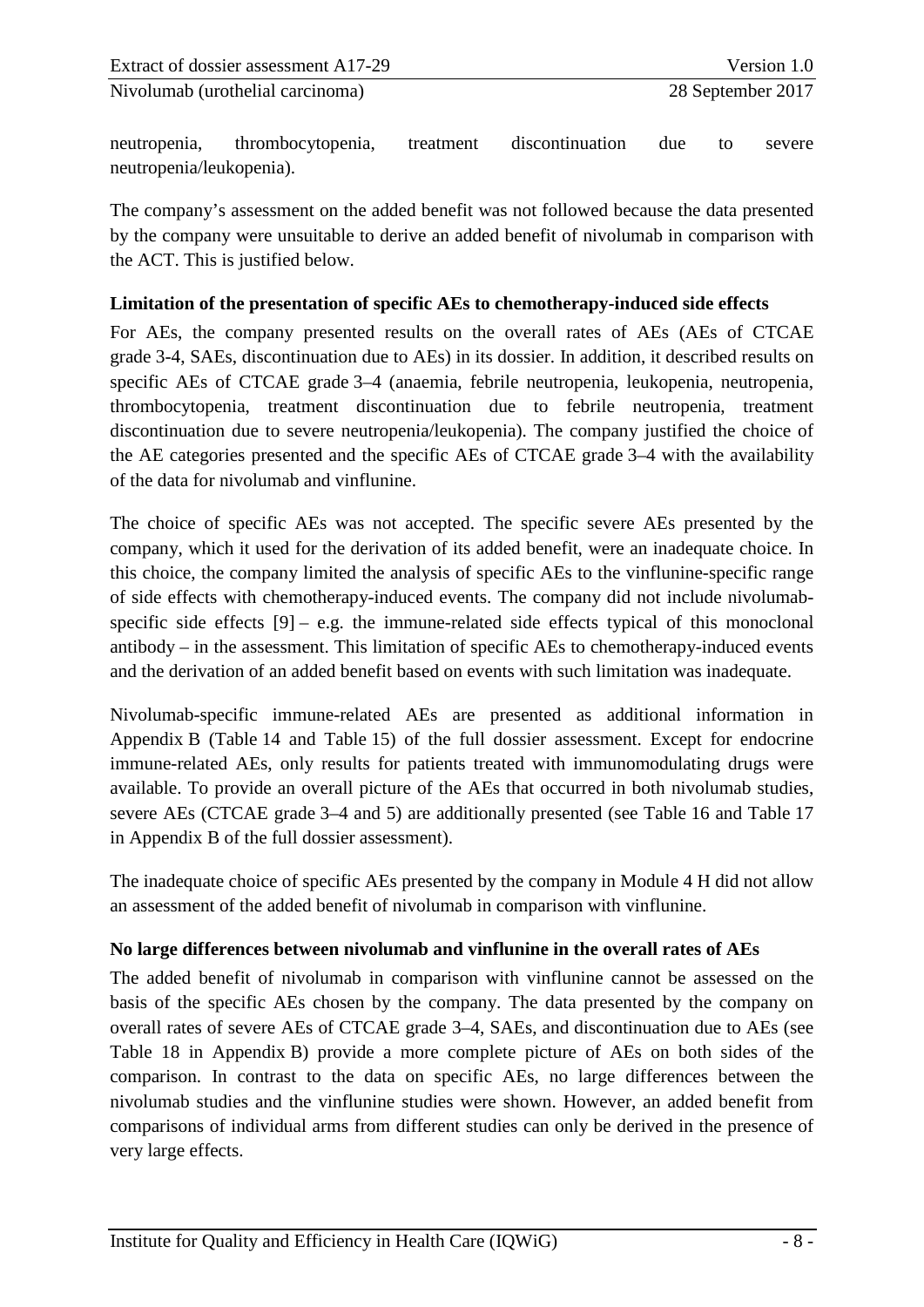neutropenia, thrombocytopenia, treatment discontinuation due to severe neutropenia/leukopenia).

The company's assessment on the added benefit was not followed because the data presented by the company were unsuitable to derive an added benefit of nivolumab in comparison with the ACT. This is justified below.

**Limitation of the presentation of specific AEs to chemotherapy-induced side effects**

For AEs, the company presented results on the overall rates of AEs (AEs of CTCAE grade 3-4, SAEs, discontinuation due to AEs) in its dossier. In addition, it described results on specific AEs of CTCAE grade 3–4 (anaemia, febrile neutropenia, leukopenia, neutropenia, thrombocytopenia, treatment discontinuation due to febrile neutropenia, treatment discontinuation due to severe neutropenia/leukopenia). The company justified the choice of the AE categories presented and the specific AEs of CTCAE grade 3–4 with the availability of the data for nivolumab and vinflunine.

The choice of specific AEs was not accepted. The specific severe AEs presented by the company, which it used for the derivation of its added benefit, were an inadequate choice. In this choice, the company limited the analysis of specific AEs to the vinflunine-specific range of side effects with chemotherapy-induced events. The company did not include nivolumab-specific side effects [9] – e.g. the immune-related side effects typical of this monoclonal antibody – in the assessment. This limitation of specific AEs to chemotherapy-induced events and the derivation of an added benefit based on events with such limitation was inadequate.

Nivolumab-specific immune-related AEs are presented as additional information in Appendix B (Table 14 and Table 15) of the full dossier assessment. Except for endocrine immune-related AEs, only results for patients treated with immunomodulating drugs were available. To provide an overall picture of the AEs that occurred in both nivolumab studies, severe AEs (CTCAE grade 3–4 and 5) are additionally presented (see Table 16 and Table 17 in Appendix B of the full dossier assessment).

The inadequate choice of specific AEs presented by the company in Module 4 H did not allow an assessment of the added benefit of nivolumab in comparison with vinflunine.

**No large differences between nivolumab and vinflunine in the overall rates of AEs**

The added benefit of nivolumab in comparison with vinflunine cannot be assessed on the basis of the specific AEs chosen by the company. The data presented by the company on overall rates of severe AEs of CTCAE grade 3–4, SAEs, and discontinuation due to AEs (see Table 18 in Appendix B) provide a more complete picture of AEs on both sides of the comparison. In contrast to the data on specific AEs, no large differences between the nivolumab studies and the vinflunine studies were shown. However, an added benefit from comparisons of individual arms from different studies can only be derived in the presence of very large effects.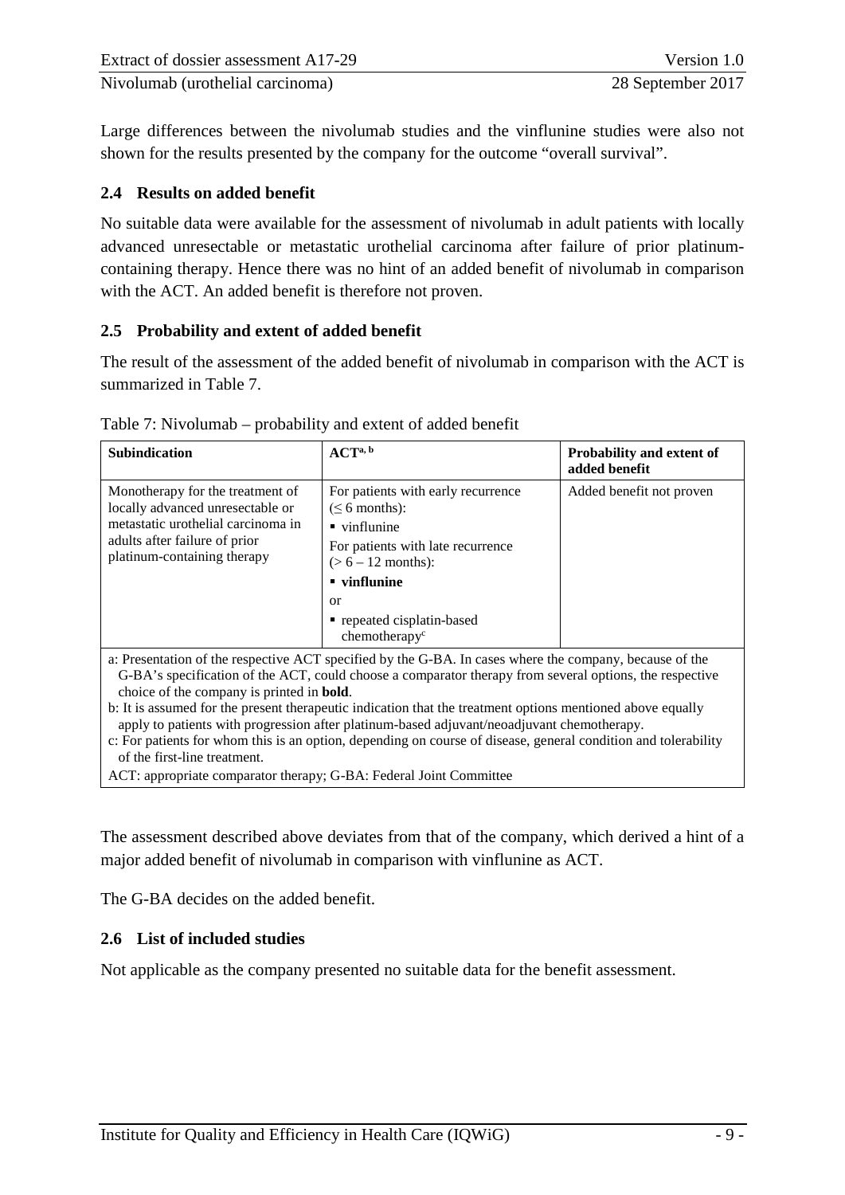Large differences between the nivolumab studies and the vinflunine studies were also not shown for the results presented by the company for the outcome "overall survival".

## 2.4 Results on added benefit

No suitable data were available for the assessment of nivolumab in adult patients with locally advanced unresectable or metastatic urothelial carcinoma after failure of prior platinum-containing therapy. Hence there was no hint of an added benefit of nivolumab in comparison with the ACT. An added benefit is therefore not proven.

## 2.5 Probability and extent of added benefit

The result of the assessment of the added benefit of nivolumab in comparison with the ACT is summarized in Table 7.

Table 7: Nivolumab – probability and extent of added benefit

| Subindication | ACT[a, b] | Probability and extent of added benefit |
|---|---|---|
| Monotherapy for the treatment of locally advanced unresectable or metastatic urothelial carcinoma in adults after failure of prior platinum-containing therapy | For patients with early recurrence (≤ 6 months):<br>▪ vinflunine<br>For patients with late recurrence (> 6 – 12 months):<br>▪ **vinflunine**<br>or<br>▪ repeated cisplatin-based chemotherapy[c] | Added benefit not proven |

a: Presentation of the respective ACT specified by the G-BA. In cases where the company, because of the G-BA's specification of the ACT, could choose a comparator therapy from several options, the respective choice of the company is printed in **bold**.
b: It is assumed for the present therapeutic indication that the treatment options mentioned above equally apply to patients with progression after platinum-based adjuvant/neoadjuvant chemotherapy.
c: For patients for whom this is an option, depending on course of disease, general condition and tolerability of the first-line treatment.
ACT: appropriate comparator therapy; G-BA: Federal Joint Committee

The assessment described above deviates from that of the company, which derived a hint of a major added benefit of nivolumab in comparison with vinflunine as ACT.

The G-BA decides on the added benefit.

## 2.6 List of included studies

Not applicable as the company presented no suitable data for the benefit assessment.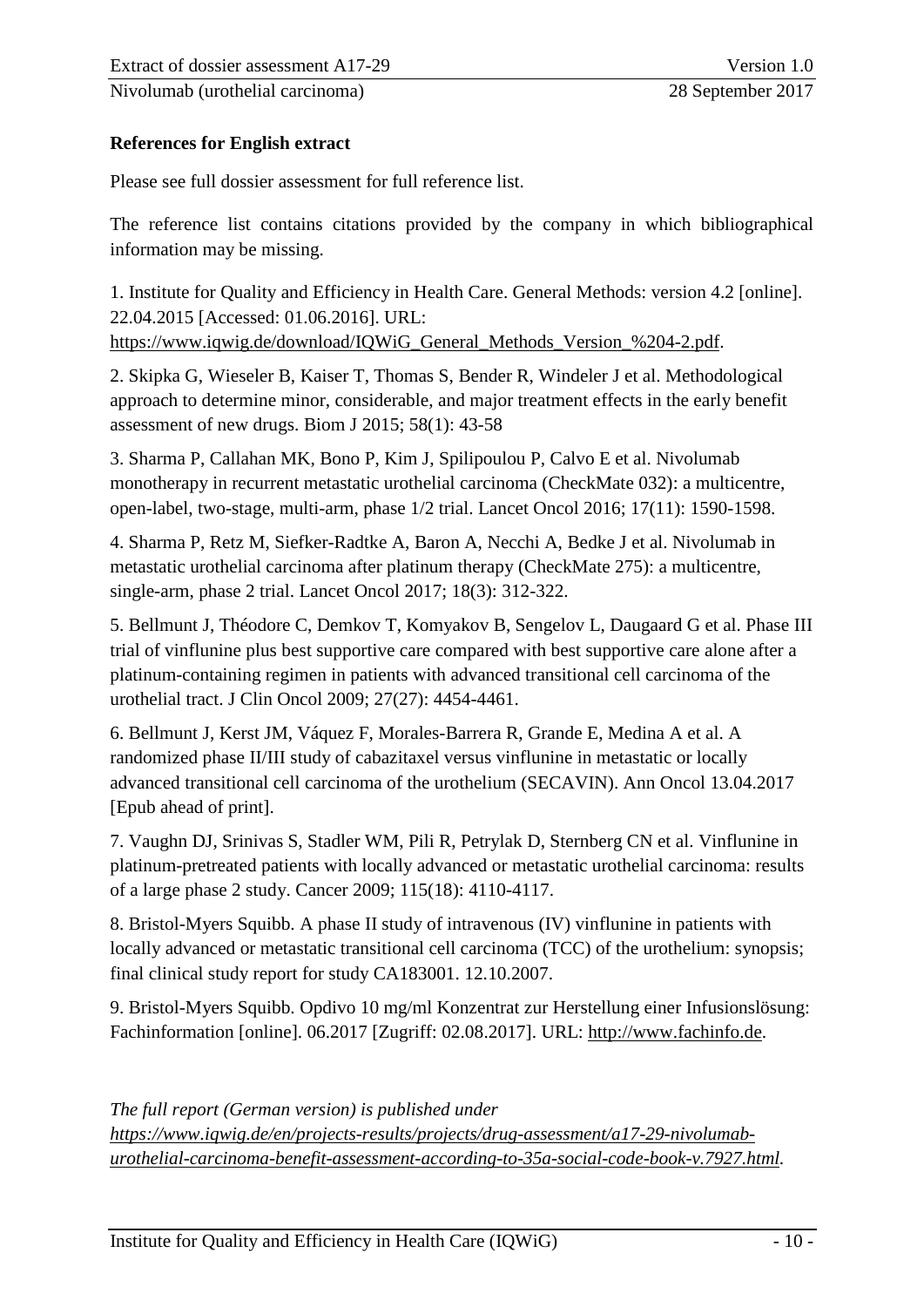**References for English extract**

Please see full dossier assessment for full reference list.

The reference list contains citations provided by the company in which bibliographical information may be missing.

1. Institute for Quality and Efficiency in Health Care. General Methods: version 4.2 [online]. 22.04.2015 [Accessed: 01.06.2016]. URL: https://www.iqwig.de/download/IQWiG_General_Methods_Version_%204-2.pdf.

2. Skipka G, Wieseler B, Kaiser T, Thomas S, Bender R, Windeler J et al. Methodological approach to determine minor, considerable, and major treatment effects in the early benefit assessment of new drugs. Biom J 2015; 58(1): 43-58

3. Sharma P, Callahan MK, Bono P, Kim J, Spilipoulou P, Calvo E et al. Nivolumab monotherapy in recurrent metastatic urothelial carcinoma (CheckMate 032): a multicentre, open-label, two-stage, multi-arm, phase 1/2 trial. Lancet Oncol 2016; 17(11): 1590-1598.

4. Sharma P, Retz M, Siefker-Radtke A, Baron A, Necchi A, Bedke J et al. Nivolumab in metastatic urothelial carcinoma after platinum therapy (CheckMate 275): a multicentre, single-arm, phase 2 trial. Lancet Oncol 2017; 18(3): 312-322.

5. Bellmunt J, Théodore C, Demkov T, Komyakov B, Sengelov L, Daugaard G et al. Phase III trial of vinflunine plus best supportive care compared with best supportive care alone after a platinum-containing regimen in patients with advanced transitional cell carcinoma of the urothelial tract. J Clin Oncol 2009; 27(27): 4454-4461.

6. Bellmunt J, Kerst JM, Váquez F, Morales-Barrera R, Grande E, Medina A et al. A randomized phase II/III study of cabazitaxel versus vinflunine in metastatic or locally advanced transitional cell carcinoma of the urothelium (SECAVIN). Ann Oncol 13.04.2017 [Epub ahead of print].

7. Vaughn DJ, Srinivas S, Stadler WM, Pili R, Petrylak D, Sternberg CN et al. Vinflunine in platinum-pretreated patients with locally advanced or metastatic urothelial carcinoma: results of a large phase 2 study. Cancer 2009; 115(18): 4110-4117.

8. Bristol-Myers Squibb. A phase II study of intravenous (IV) vinflunine in patients with locally advanced or metastatic transitional cell carcinoma (TCC) of the urothelium: synopsis; final clinical study report for study CA183001. 12.10.2007.

9. Bristol-Myers Squibb. Opdivo 10 mg/ml Konzentrat zur Herstellung einer Infusionslösung: Fachinformation [online]. 06.2017 [Zugriff: 02.08.2017]. URL: http://www.fachinfo.de.

*The full report (German version) is published under https://www.iqwig.de/en/projects-results/projects/drug-assessment/a17-29-nivolumab-urothelial-carcinoma-benefit-assessment-according-to-35a-social-code-book-v.7927.html.*